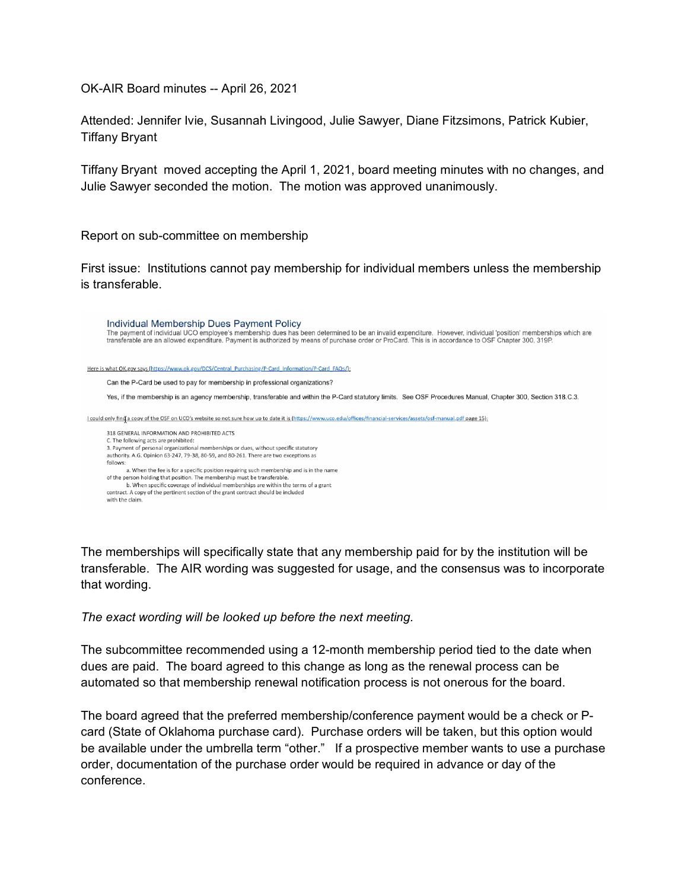OK-AIR Board minutes -- April 26, 2021

Attended: Jennifer Ivie, Susannah Livingood, Julie Sawyer, Diane Fitzsimons, Patrick Kubier, Tiffany Bryant

Tiffany Bryant moved accepting the April 1, 2021, board meeting minutes with no changes, and Julie Sawyer seconded the motion. The motion was approved unanimously.

Report on sub-committee on membership

First issue: Institutions cannot pay membership for individual members unless the membership is transferable.

### Individual Membership Dues Payment Policy

The payment of individual UCO employee's membership dues has been determined to be an invalid expenditure. However, individual 'position' memberships which are transferable are an allowed expenditure. Payment is authorized by means of purchase order or ProCard. This is in accordance to OSF Chapter 300, 319P.

Here is what OK.gov says (https://www.ok.gov/DCS/Central_Purchasing/P-Card_Information/P-Card_FAQs/):

Can the P-Card be used to pay for membership in professional organizations?

Yes, if the membership is an agency membership, transferable and within the P-Card statutory limits. See OSF Procedures Manual, Chapter 300, Section 318.C.3.

I could only find a copy of the OSF on UCO's website so not sure how up to date it is (https://www.uco.edu/offices/financial-services/assets/osf-manual.pdf page 15):

318 GENERAL INFORMATION AND PROHIBITED ACTS

C. The following acts are prohibited:

3. Payment of personal organizational memberships or dues, without specific statutory authority. A.G. Opinion 63-247, 79-38, 80-59, and 80-261. There are two exceptions as follows:

a. When the fee is for a specific position requiring such membership and is in the name of the person holding that position. The membership must be transferable.

b. When specific coverage of individual memberships are within the terms of a grant contract. A copy of the pertinent section of the grant contract should be included with the claim.

The memberships will specifically state that any membership paid for by the institution will be transferable. The AIR wording was suggested for usage, and the consensus was to incorporate that wording.

*The exact wording will be looked up before the next meeting.*

The subcommittee recommended using a 12-month membership period tied to the date when dues are paid. The board agreed to this change as long as the renewal process can be automated so that membership renewal notification process is not onerous for the board.

The board agreed that the preferred membership/conference payment would be a check or P-card (State of Oklahoma purchase card). Purchase orders will be taken, but this option would be available under the umbrella term "other." If a prospective member wants to use a purchase order, documentation of the purchase order would be required in advance or day of the conference.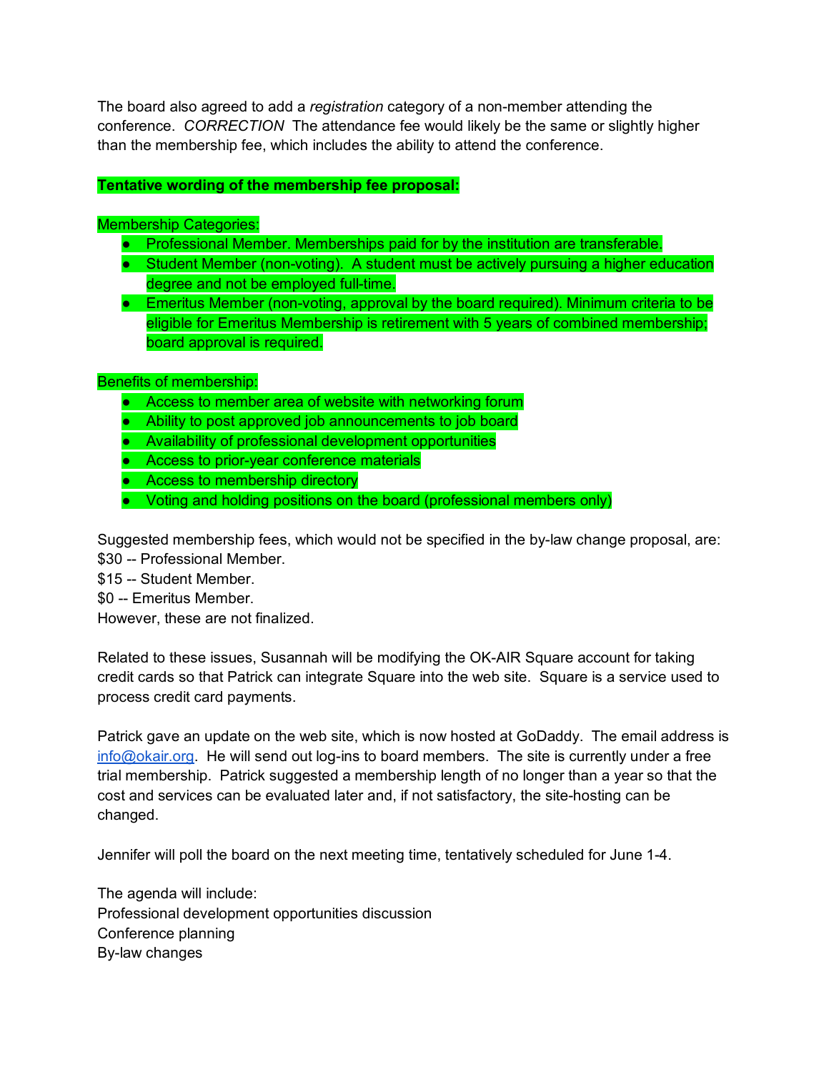The board also agreed to add a *registration* category of a non-member attending the conference. *CORRECTION* The attendance fee would likely be the same or slightly higher than the membership fee, which includes the ability to attend the conference.

**Tentative wording of the membership fee proposal:**

Membership Categories:

- Professional Member. Memberships paid for by the institution are transferable.
- Student Member (non-voting). A student must be actively pursuing a higher education degree and not be employed full-time.
- Emeritus Member (non-voting, approval by the board required). Minimum criteria to be eligible for Emeritus Membership is retirement with 5 years of combined membership; board approval is required.

Benefits of membership:

- Access to member area of website with networking forum
- Ability to post approved job announcements to job board
- Availability of professional development opportunities
- Access to prior-year conference materials
- Access to membership directory
- Voting and holding positions on the board (professional members only)

Suggested membership fees, which would not be specified in the by-law change proposal, are:
$30 -- Professional Member.
$15 -- Student Member.
$0 -- Emeritus Member.
However, these are not finalized.

Related to these issues, Susannah will be modifying the OK-AIR Square account for taking credit cards so that Patrick can integrate Square into the web site. Square is a service used to process credit card payments.

Patrick gave an update on the web site, which is now hosted at GoDaddy. The email address is info@okair.org. He will send out log-ins to board members. The site is currently under a free trial membership. Patrick suggested a membership length of no longer than a year so that the cost and services can be evaluated later and, if not satisfactory, the site-hosting can be changed.

Jennifer will poll the board on the next meeting time, tentatively scheduled for June 1-4.

The agenda will include:
Professional development opportunities discussion
Conference planning
By-law changes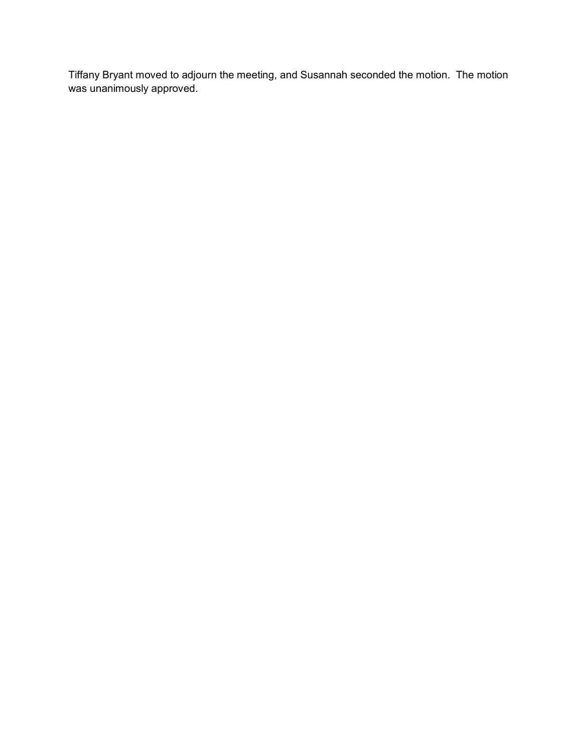Tiffany Bryant moved to adjourn the meeting, and Susannah seconded the motion.  The motion was unanimously approved.